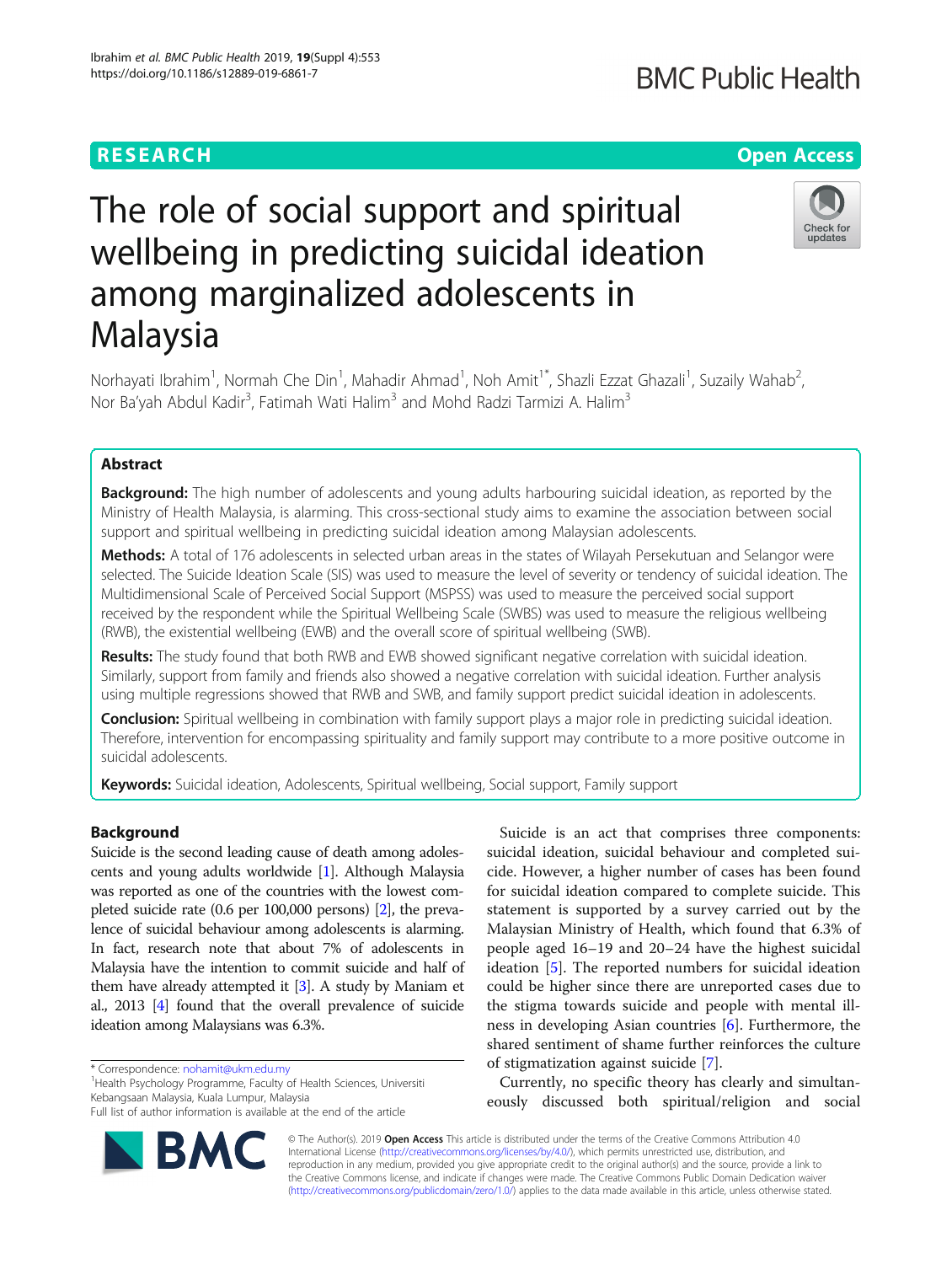RESEARCH Open Access

# The role of social support and spiritual wellbeing in predicting suicidal ideation among marginalized adolescents in Malaysia

Norhayati Ibrahim[1], Normah Che Din[1], Mahadir Ahmad[1], Noh Amit[1*], Shazli Ezzat Ghazali[1], Suzaily Wahab[2], Nor Ba'yah Abdul Kadir[3], Fatimah Wati Halim[3] and Mohd Radzi Tarmizi A. Halim[3]

## Abstract

**Background:** The high number of adolescents and young adults harbouring suicidal ideation, as reported by the Ministry of Health Malaysia, is alarming. This cross-sectional study aims to examine the association between social support and spiritual wellbeing in predicting suicidal ideation among Malaysian adolescents.

**Methods:** A total of 176 adolescents in selected urban areas in the states of Wilayah Persekutuan and Selangor were selected. The Suicide Ideation Scale (SIS) was used to measure the level of severity or tendency of suicidal ideation. The Multidimensional Scale of Perceived Social Support (MSPSS) was used to measure the perceived social support received by the respondent while the Spiritual Wellbeing Scale (SWBS) was used to measure the religious wellbeing (RWB), the existential wellbeing (EWB) and the overall score of spiritual wellbeing (SWB).

**Results:** The study found that both RWB and EWB showed significant negative correlation with suicidal ideation. Similarly, support from family and friends also showed a negative correlation with suicidal ideation. Further analysis using multiple regressions showed that RWB and SWB, and family support predict suicidal ideation in adolescents.

**Conclusion:** Spiritual wellbeing in combination with family support plays a major role in predicting suicidal ideation. Therefore, intervention for encompassing spirituality and family support may contribute to a more positive outcome in suicidal adolescents.

**Keywords:** Suicidal ideation, Adolescents, Spiritual wellbeing, Social support, Family support

## Background

Suicide is the second leading cause of death among adolescents and young adults worldwide [1]. Although Malaysia was reported as one of the countries with the lowest completed suicide rate (0.6 per 100,000 persons) [2], the prevalence of suicidal behaviour among adolescents is alarming. In fact, research note that about 7% of adolescents in Malaysia have the intention to commit suicide and half of them have already attempted it [3]. A study by Maniam et al., 2013 [4] found that the overall prevalence of suicide ideation among Malaysians was 6.3%.

Suicide is an act that comprises three components: suicidal ideation, suicidal behaviour and completed suicide. However, a higher number of cases has been found for suicidal ideation compared to complete suicide. This statement is supported by a survey carried out by the Malaysian Ministry of Health, which found that 6.3% of people aged 16–19 and 20–24 have the highest suicidal ideation [5]. The reported numbers for suicidal ideation could be higher since there are unreported cases due to the stigma towards suicide and people with mental illness in developing Asian countries [6]. Furthermore, the shared sentiment of shame further reinforces the culture of stigmatization against suicide [7].

Currently, no specific theory has clearly and simultaneously discussed both spiritual/religion and social

* Correspondence: nohamit@ukm.edu.my
[1]Health Psychology Programme, Faculty of Health Sciences, Universiti Kebangsaan Malaysia, Kuala Lumpur, Malaysia
Full list of author information is available at the end of the article

© The Author(s). 2019 **Open Access** This article is distributed under the terms of the Creative Commons Attribution 4.0 International License (http://creativecommons.org/licenses/by/4.0/), which permits unrestricted use, distribution, and reproduction in any medium, provided you give appropriate credit to the original author(s) and the source, provide a link to the Creative Commons license, and indicate if changes were made. The Creative Commons Public Domain Dedication waiver (http://creativecommons.org/publicdomain/zero/1.0/) applies to the data made available in this article, unless otherwise stated.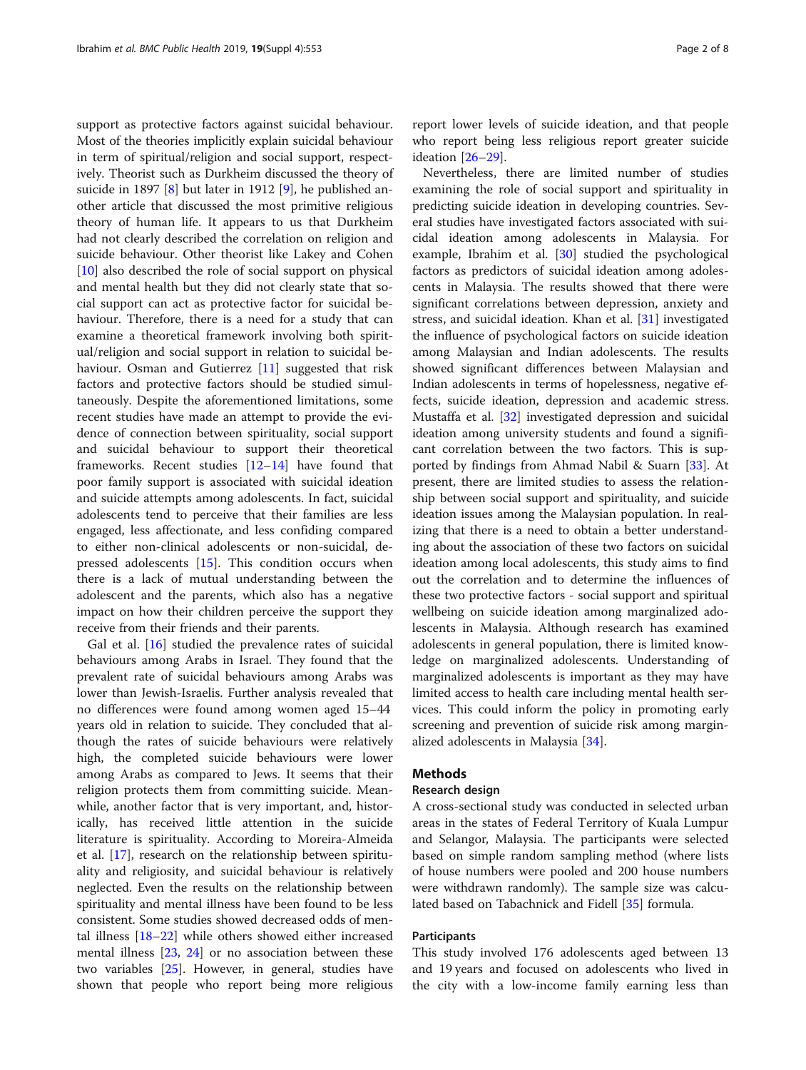support as protective factors against suicidal behaviour. Most of the theories implicitly explain suicidal behaviour in term of spiritual/religion and social support, respectively. Theorist such as Durkheim discussed the theory of suicide in 1897 [8] but later in 1912 [9], he published another article that discussed the most primitive religious theory of human life. It appears to us that Durkheim had not clearly described the correlation on religion and suicide behaviour. Other theorist like Lakey and Cohen [10] also described the role of social support on physical and mental health but they did not clearly state that social support can act as protective factor for suicidal behaviour. Therefore, there is a need for a study that can examine a theoretical framework involving both spiritual/religion and social support in relation to suicidal behaviour. Osman and Gutierrez [11] suggested that risk factors and protective factors should be studied simultaneously. Despite the aforementioned limitations, some recent studies have made an attempt to provide the evidence of connection between spirituality, social support and suicidal behaviour to support their theoretical frameworks. Recent studies [12–14] have found that poor family support is associated with suicidal ideation and suicide attempts among adolescents. In fact, suicidal adolescents tend to perceive that their families are less engaged, less affectionate, and less confiding compared to either non-clinical adolescents or non-suicidal, depressed adolescents [15]. This condition occurs when there is a lack of mutual understanding between the adolescent and the parents, which also has a negative impact on how their children perceive the support they receive from their friends and their parents.

Gal et al. [16] studied the prevalence rates of suicidal behaviours among Arabs in Israel. They found that the prevalent rate of suicidal behaviours among Arabs was lower than Jewish-Israelis. Further analysis revealed that no differences were found among women aged 15–44 years old in relation to suicide. They concluded that although the rates of suicide behaviours were relatively high, the completed suicide behaviours were lower among Arabs as compared to Jews. It seems that their religion protects them from committing suicide. Meanwhile, another factor that is very important, and, historically, has received little attention in the suicide literature is spirituality. According to Moreira-Almeida et al. [17], research on the relationship between spirituality and religiosity, and suicidal behaviour is relatively neglected. Even the results on the relationship between spirituality and mental illness have been found to be less consistent. Some studies showed decreased odds of mental illness [18–22] while others showed either increased mental illness [23, 24] or no association between these two variables [25]. However, in general, studies have shown that people who report being more religious report lower levels of suicide ideation, and that people who report being less religious report greater suicide ideation [26–29].

Nevertheless, there are limited number of studies examining the role of social support and spirituality in predicting suicide ideation in developing countries. Several studies have investigated factors associated with suicidal ideation among adolescents in Malaysia. For example, Ibrahim et al. [30] studied the psychological factors as predictors of suicidal ideation among adolescents in Malaysia. The results showed that there were significant correlations between depression, anxiety and stress, and suicidal ideation. Khan et al. [31] investigated the influence of psychological factors on suicide ideation among Malaysian and Indian adolescents. The results showed significant differences between Malaysian and Indian adolescents in terms of hopelessness, negative effects, suicide ideation, depression and academic stress. Mustaffa et al. [32] investigated depression and suicidal ideation among university students and found a significant correlation between the two factors. This is supported by findings from Ahmad Nabil & Suarn [33]. At present, there are limited studies to assess the relationship between social support and spirituality, and suicide ideation issues among the Malaysian population. In realizing that there is a need to obtain a better understanding about the association of these two factors on suicidal ideation among local adolescents, this study aims to find out the correlation and to determine the influences of these two protective factors - social support and spiritual wellbeing on suicide ideation among marginalized adolescents in Malaysia. Although research has examined adolescents in general population, there is limited knowledge on marginalized adolescents. Understanding of marginalized adolescents is important as they may have limited access to health care including mental health services. This could inform the policy in promoting early screening and prevention of suicide risk among marginalized adolescents in Malaysia [34].

## Methods

### Research design

A cross-sectional study was conducted in selected urban areas in the states of Federal Territory of Kuala Lumpur and Selangor, Malaysia. The participants were selected based on simple random sampling method (where lists of house numbers were pooled and 200 house numbers were withdrawn randomly). The sample size was calculated based on Tabachnick and Fidell [35] formula.

### Participants

This study involved 176 adolescents aged between 13 and 19 years and focused on adolescents who lived in the city with a low-income family earning less than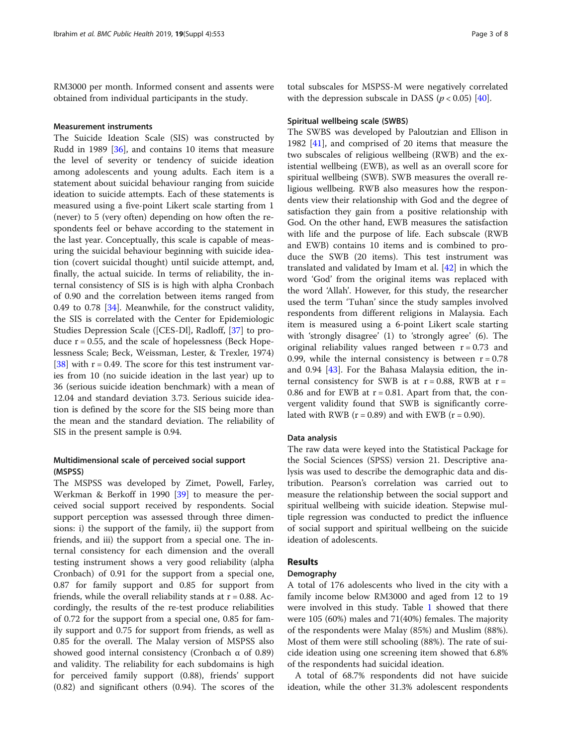RM3000 per month. Informed consent and assents were obtained from individual participants in the study.

### Measurement instruments

The Suicide Ideation Scale (SIS) was constructed by Rudd in 1989 [36], and contains 10 items that measure the level of severity or tendency of suicide ideation among adolescents and young adults. Each item is a statement about suicidal behaviour ranging from suicide ideation to suicide attempts. Each of these statements is measured using a five-point Likert scale starting from 1 (never) to 5 (very often) depending on how often the respondents feel or behave according to the statement in the last year. Conceptually, this scale is capable of measuring the suicidal behaviour beginning with suicide ideation (covert suicidal thought) until suicide attempt, and, finally, the actual suicide. In terms of reliability, the internal consistency of SIS is is high with alpha Cronbach of 0.90 and the correlation between items ranged from 0.49 to 0.78 [34]. Meanwhile, for the construct validity, the SIS is correlated with the Center for Epidemiologic Studies Depression Scale ([CES-Dl], Radloff, [37] to produce r = 0.55, and the scale of hopelessness (Beck Hopelessness Scale; Beck, Weissman, Lester, & Trexler, 1974) [38] with r = 0.49. The score for this test instrument varies from 10 (no suicide ideation in the last year) up to 36 (serious suicide ideation benchmark) with a mean of 12.04 and standard deviation 3.73. Serious suicide ideation is defined by the score for the SIS being more than the mean and the standard deviation. The reliability of SIS in the present sample is 0.94.

### Multidimensional scale of perceived social support (MSPSS)

The MSPSS was developed by Zimet, Powell, Farley, Werkman & Berkoff in 1990 [39] to measure the perceived social support received by respondents. Social support perception was assessed through three dimensions: i) the support of the family, ii) the support from friends, and iii) the support from a special one. The internal consistency for each dimension and the overall testing instrument shows a very good reliability (alpha Cronbach) of 0.91 for the support from a special one, 0.87 for family support and 0.85 for support from friends, while the overall reliability stands at r = 0.88. Accordingly, the results of the re-test produce reliabilities of 0.72 for the support from a special one, 0.85 for family support and 0.75 for support from friends, as well as 0.85 for the overall. The Malay version of MSPSS also showed good internal consistency (Cronbach α of 0.89) and validity. The reliability for each subdomains is high for perceived family support (0.88), friends' support (0.82) and significant others (0.94). The scores of the total subscales for MSPSS-M were negatively correlated with the depression subscale in DASS ($p < 0.05$) [40].

### Spiritual wellbeing scale (SWBS)

The SWBS was developed by Paloutzian and Ellison in 1982 [41], and comprised of 20 items that measure the two subscales of religious wellbeing (RWB) and the existential wellbeing (EWB), as well as an overall score for spiritual wellbeing (SWB). SWB measures the overall religious wellbeing. RWB also measures how the respondents view their relationship with God and the degree of satisfaction they gain from a positive relationship with God. On the other hand, EWB measures the satisfaction with life and the purpose of life. Each subscale (RWB and EWB) contains 10 items and is combined to produce the SWB (20 items). This test instrument was translated and validated by Imam et al. [42] in which the word 'God' from the original items was replaced with the word 'Allah'. However, for this study, the researcher used the term 'Tuhan' since the study samples involved respondents from different religions in Malaysia. Each item is measured using a 6-point Likert scale starting with 'strongly disagree' (1) to 'strongly agree' (6). The original reliability values ranged between r = 0.73 and 0.99, while the internal consistency is between r = 0.78 and 0.94 [43]. For the Bahasa Malaysia edition, the internal consistency for SWB is at r = 0.88, RWB at r = 0.86 and for EWB at r = 0.81. Apart from that, the convergent validity found that SWB is significantly correlated with RWB (r = 0.89) and with EWB (r = 0.90).

### Data analysis

The raw data were keyed into the Statistical Package for the Social Sciences (SPSS) version 21. Descriptive analysis was used to describe the demographic data and distribution. Pearson's correlation was carried out to measure the relationship between the social support and spiritual wellbeing with suicide ideation. Stepwise multiple regression was conducted to predict the influence of social support and spiritual wellbeing on the suicide ideation of adolescents.

## Results

### Demography

A total of 176 adolescents who lived in the city with a family income below RM3000 and aged from 12 to 19 were involved in this study. Table 1 showed that there were 105 (60%) males and 71(40%) females. The majority of the respondents were Malay (85%) and Muslim (88%). Most of them were still schooling (88%). The rate of suicide ideation using one screening item showed that 6.8% of the respondents had suicidal ideation.

A total of 68.7% respondents did not have suicide ideation, while the other 31.3% adolescent respondents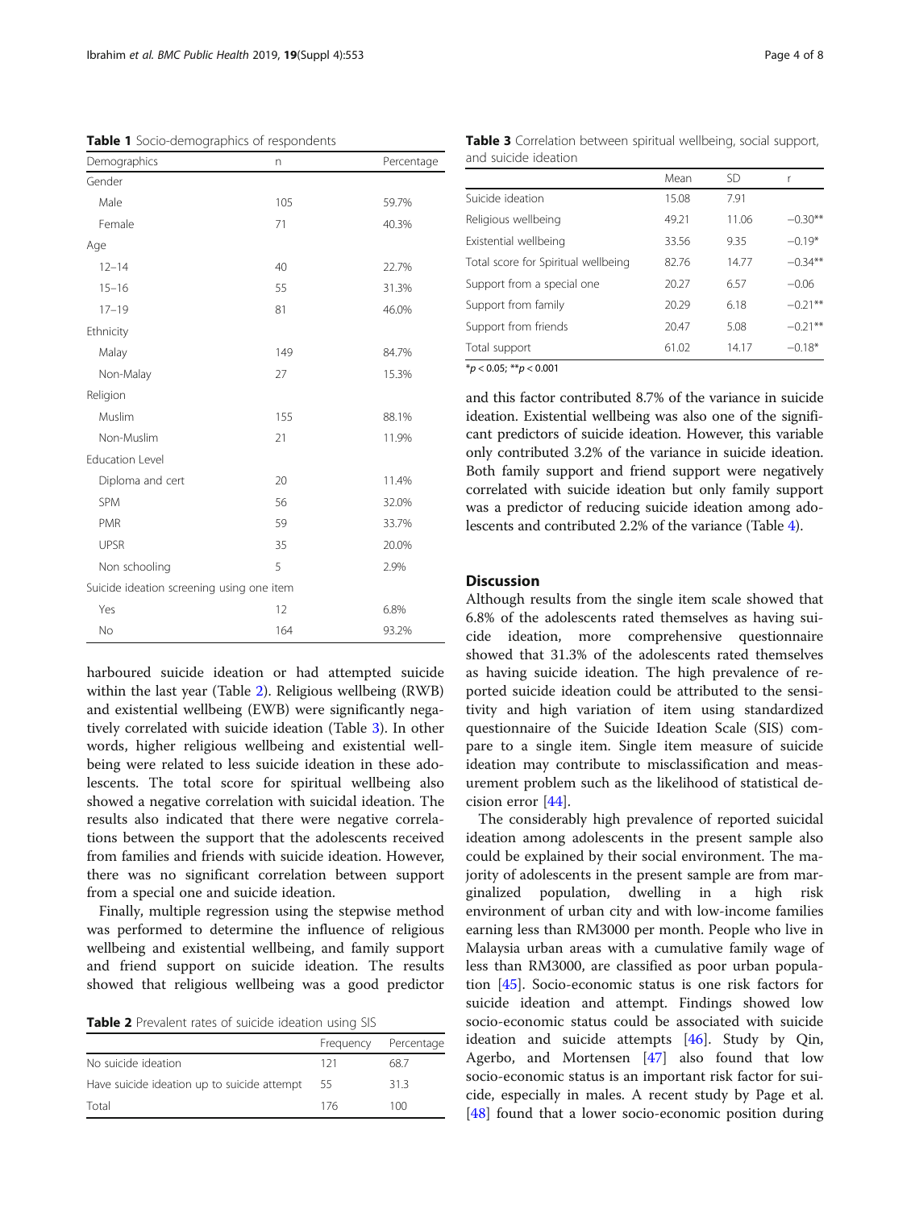**Table 1** Socio-demographics of respondents

| Demographics | n | Percentage |
|---|---|---|
| Gender | | |
| Male | 105 | 59.7% |
| Female | 71 | 40.3% |
| Age | | |
| 12–14 | 40 | 22.7% |
| 15–16 | 55 | 31.3% |
| 17–19 | 81 | 46.0% |
| Ethnicity | | |
| Malay | 149 | 84.7% |
| Non-Malay | 27 | 15.3% |
| Religion | | |
| Muslim | 155 | 88.1% |
| Non-Muslim | 21 | 11.9% |
| Education Level | | |
| Diploma and cert | 20 | 11.4% |
| SPM | 56 | 32.0% |
| PMR | 59 | 33.7% |
| UPSR | 35 | 20.0% |
| Non schooling | 5 | 2.9% |
| Suicide ideation screening using one item | | |
| Yes | 12 | 6.8% |
| No | 164 | 93.2% |

harboured suicide ideation or had attempted suicide within the last year (Table 2). Religious wellbeing (RWB) and existential wellbeing (EWB) were significantly negatively correlated with suicide ideation (Table 3). In other words, higher religious wellbeing and existential wellbeing were related to less suicide ideation in these adolescents. The total score for spiritual wellbeing also showed a negative correlation with suicidal ideation. The results also indicated that there were negative correlations between the support that the adolescents received from families and friends with suicide ideation. However, there was no significant correlation between support from a special one and suicide ideation.

Finally, multiple regression using the stepwise method was performed to determine the influence of religious wellbeing and existential wellbeing, and family support and friend support on suicide ideation. The results showed that religious wellbeing was a good predictor

**Table 2** Prevalent rates of suicide ideation using SIS

| | Frequency | Percentage |
|---|---|---|
| No suicide ideation | 121 | 68.7 |
| Have suicide ideation up to suicide attempt | 55 | 31.3 |
| Total | 176 | 100 |

**Table 3** Correlation between spiritual wellbeing, social support, and suicide ideation

| | Mean | SD | r |
|---|---|---|---|
| Suicide ideation | 15.08 | 7.91 | |
| Religious wellbeing | 49.21 | 11.06 | −0.30** |
| Existential wellbeing | 33.56 | 9.35 | −0.19* |
| Total score for Spiritual wellbeing | 82.76 | 14.77 | −0.34** |
| Support from a special one | 20.27 | 6.57 | −0.06 |
| Support from family | 20.29 | 6.18 | −0.21** |
| Support from friends | 20.47 | 5.08 | −0.21** |
| Total support | 61.02 | 14.17 | −0.18* |

*$p < 0.05$; **$p < 0.001$

and this factor contributed 8.7% of the variance in suicide ideation. Existential wellbeing was also one of the significant predictors of suicide ideation. However, this variable only contributed 3.2% of the variance in suicide ideation. Both family support and friend support were negatively correlated with suicide ideation but only family support was a predictor of reducing suicide ideation among adolescents and contributed 2.2% of the variance (Table 4).

## Discussion

Although results from the single item scale showed that 6.8% of the adolescents rated themselves as having suicide ideation, more comprehensive questionnaire showed that 31.3% of the adolescents rated themselves as having suicide ideation. The high prevalence of reported suicide ideation could be attributed to the sensitivity and high variation of item using standardized questionnaire of the Suicide Ideation Scale (SIS) compare to a single item. Single item measure of suicide ideation may contribute to misclassification and measurement problem such as the likelihood of statistical decision error [44].

The considerably high prevalence of reported suicidal ideation among adolescents in the present sample also could be explained by their social environment. The majority of adolescents in the present sample are from marginalized population, dwelling in a high risk environment of urban city and with low-income families earning less than RM3000 per month. People who live in Malaysia urban areas with a cumulative family wage of less than RM3000, are classified as poor urban population [45]. Socio-economic status is one risk factors for suicide ideation and attempt. Findings showed low socio-economic status could be associated with suicide ideation and suicide attempts [46]. Study by Qin, Agerbo, and Mortensen [47] also found that low socio-economic status is an important risk factor for suicide, especially in males. A recent study by Page et al. [48] found that a lower socio-economic position during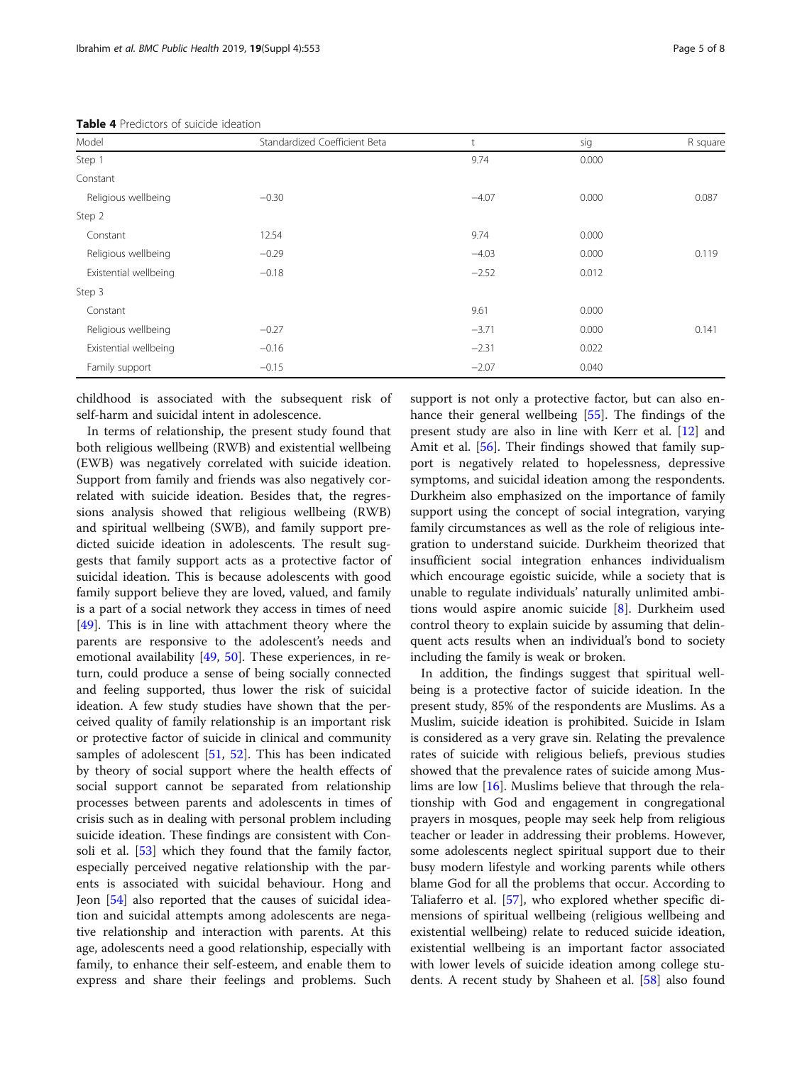**Table 4** Predictors of suicide ideation

| Model | Standardized Coefficient Beta | t | sig | R square |
|---|---|---|---|---|
| Step 1 | | 9.74 | 0.000 | |
| Constant | | | | |
| Religious wellbeing | −0.30 | −4.07 | 0.000 | 0.087 |
| Step 2 | | | | |
| Constant | 12.54 | 9.74 | 0.000 | |
| Religious wellbeing | −0.29 | −4.03 | 0.000 | 0.119 |
| Existential wellbeing | −0.18 | −2.52 | 0.012 | |
| Step 3 | | | | |
| Constant | | 9.61 | 0.000 | |
| Religious wellbeing | −0.27 | −3.71 | 0.000 | 0.141 |
| Existential wellbeing | −0.16 | −2.31 | 0.022 | |
| Family support | −0.15 | −2.07 | 0.040 | |

childhood is associated with the subsequent risk of self-harm and suicidal intent in adolescence.

In terms of relationship, the present study found that both religious wellbeing (RWB) and existential wellbeing (EWB) was negatively correlated with suicide ideation. Support from family and friends was also negatively correlated with suicide ideation. Besides that, the regressions analysis showed that religious wellbeing (RWB) and spiritual wellbeing (SWB), and family support predicted suicide ideation in adolescents. The result suggests that family support acts as a protective factor of suicidal ideation. This is because adolescents with good family support believe they are loved, valued, and family is a part of a social network they access in times of need [49]. This is in line with attachment theory where the parents are responsive to the adolescent's needs and emotional availability [49, 50]. These experiences, in return, could produce a sense of being socially connected and feeling supported, thus lower the risk of suicidal ideation. A few study studies have shown that the perceived quality of family relationship is an important risk or protective factor of suicide in clinical and community samples of adolescent [51, 52]. This has been indicated by theory of social support where the health effects of social support cannot be separated from relationship processes between parents and adolescents in times of crisis such as in dealing with personal problem including suicide ideation. These findings are consistent with Consoli et al. [53] which they found that the family factor, especially perceived negative relationship with the parents is associated with suicidal behaviour. Hong and Jeon [54] also reported that the causes of suicidal ideation and suicidal attempts among adolescents are negative relationship and interaction with parents. At this age, adolescents need a good relationship, especially with family, to enhance their self-esteem, and enable them to express and share their feelings and problems. Such support is not only a protective factor, but can also enhance their general wellbeing [55]. The findings of the present study are also in line with Kerr et al. [12] and Amit et al. [56]. Their findings showed that family support is negatively related to hopelessness, depressive symptoms, and suicidal ideation among the respondents. Durkheim also emphasized on the importance of family support using the concept of social integration, varying family circumstances as well as the role of religious integration to understand suicide. Durkheim theorized that insufficient social integration enhances individualism which encourage egoistic suicide, while a society that is unable to regulate individuals' naturally unlimited ambitions would aspire anomic suicide [8]. Durkheim used control theory to explain suicide by assuming that delinquent acts results when an individual's bond to society including the family is weak or broken.

In addition, the findings suggest that spiritual wellbeing is a protective factor of suicide ideation. In the present study, 85% of the respondents are Muslims. As a Muslim, suicide ideation is prohibited. Suicide in Islam is considered as a very grave sin. Relating the prevalence rates of suicide with religious beliefs, previous studies showed that the prevalence rates of suicide among Muslims are low [16]. Muslims believe that through the relationship with God and engagement in congregational prayers in mosques, people may seek help from religious teacher or leader in addressing their problems. However, some adolescents neglect spiritual support due to their busy modern lifestyle and working parents while others blame God for all the problems that occur. According to Taliaferro et al. [57], who explored whether specific dimensions of spiritual wellbeing (religious wellbeing and existential wellbeing) relate to reduced suicide ideation, existential wellbeing is an important factor associated with lower levels of suicide ideation among college students. A recent study by Shaheen et al. [58] also found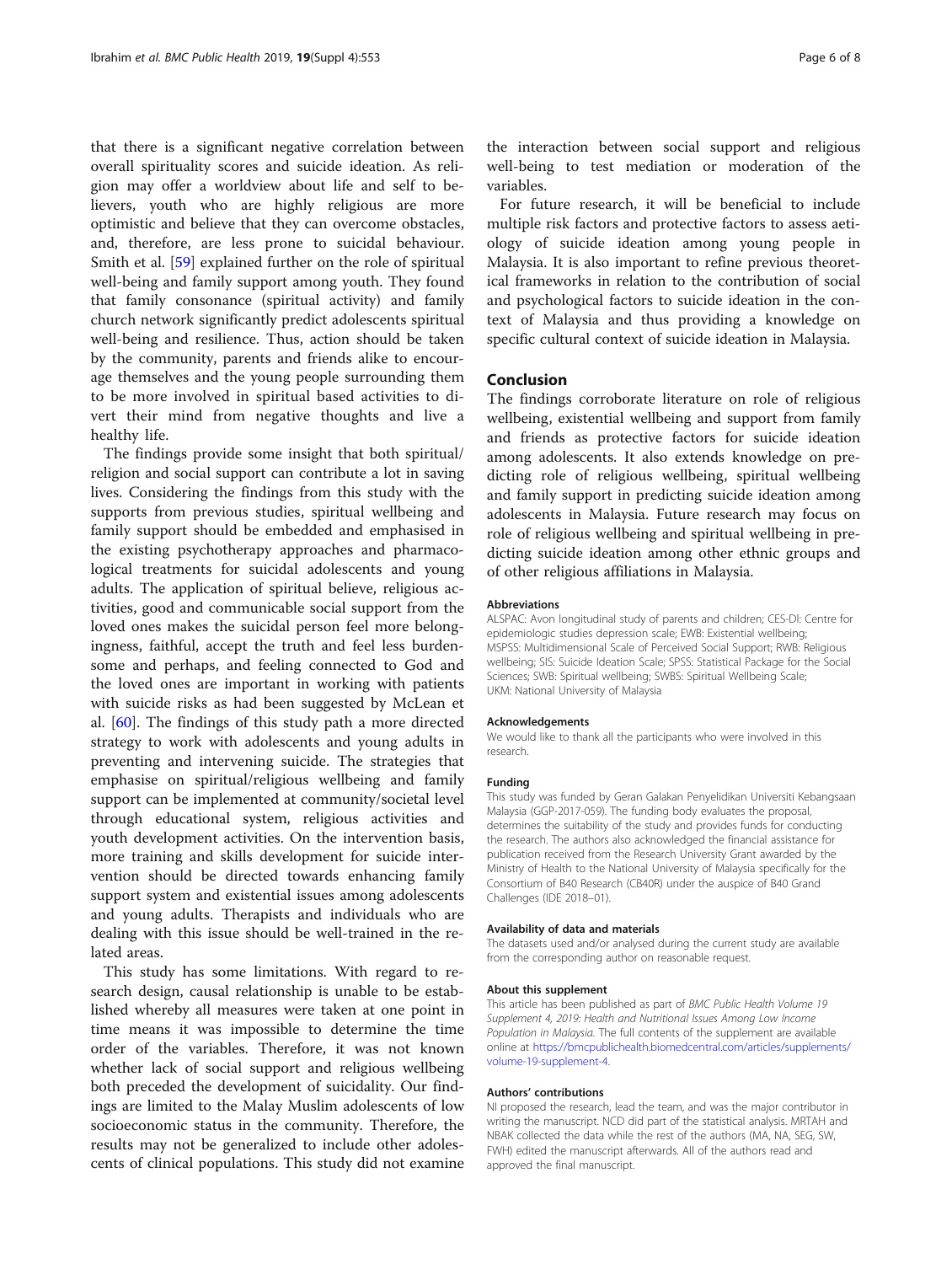that there is a significant negative correlation between overall spirituality scores and suicide ideation. As religion may offer a worldview about life and self to believers, youth who are highly religious are more optimistic and believe that they can overcome obstacles, and, therefore, are less prone to suicidal behaviour. Smith et al. [59] explained further on the role of spiritual well-being and family support among youth. They found that family consonance (spiritual activity) and family church network significantly predict adolescents spiritual well-being and resilience. Thus, action should be taken by the community, parents and friends alike to encourage themselves and the young people surrounding them to be more involved in spiritual based activities to divert their mind from negative thoughts and live a healthy life.

The findings provide some insight that both spiritual/religion and social support can contribute a lot in saving lives. Considering the findings from this study with the supports from previous studies, spiritual wellbeing and family support should be embedded and emphasised in the existing psychotherapy approaches and pharmacological treatments for suicidal adolescents and young adults. The application of spiritual believe, religious activities, good and communicable social support from the loved ones makes the suicidal person feel more belongingness, faithful, accept the truth and feel less burdensome and perhaps, and feeling connected to God and the loved ones are important in working with patients with suicide risks as had been suggested by McLean et al. [60]. The findings of this study path a more directed strategy to work with adolescents and young adults in preventing and intervening suicide. The strategies that emphasise on spiritual/religious wellbeing and family support can be implemented at community/societal level through educational system, religious activities and youth development activities. On the intervention basis, more training and skills development for suicide intervention should be directed towards enhancing family support system and existential issues among adolescents and young adults. Therapists and individuals who are dealing with this issue should be well-trained in the related areas.

This study has some limitations. With regard to research design, causal relationship is unable to be established whereby all measures were taken at one point in time means it was impossible to determine the time order of the variables. Therefore, it was not known whether lack of social support and religious wellbeing both preceded the development of suicidality. Our findings are limited to the Malay Muslim adolescents of low socioeconomic status in the community. Therefore, the results may not be generalized to include other adolescents of clinical populations. This study did not examine the interaction between social support and religious well-being to test mediation or moderation of the variables.

For future research, it will be beneficial to include multiple risk factors and protective factors to assess aetiology of suicide ideation among young people in Malaysia. It is also important to refine previous theoretical frameworks in relation to the contribution of social and psychological factors to suicide ideation in the context of Malaysia and thus providing a knowledge on specific cultural context of suicide ideation in Malaysia.

## Conclusion

The findings corroborate literature on role of religious wellbeing, existential wellbeing and support from family and friends as protective factors for suicide ideation among adolescents. It also extends knowledge on predicting role of religious wellbeing, spiritual wellbeing and family support in predicting suicide ideation among adolescents in Malaysia. Future research may focus on role of religious wellbeing and spiritual wellbeing in predicting suicide ideation among other ethnic groups and of other religious affiliations in Malaysia.

#### Abbreviations

ALSPAC: Avon longitudinal study of parents and children; CES-DI: Centre for epidemiologic studies depression scale; EWB: Existential wellbeing; MSPSS: Multidimensional Scale of Perceived Social Support; RWB: Religious wellbeing; SIS: Suicide Ideation Scale; SPSS: Statistical Package for the Social Sciences; SWB: Spiritual wellbeing; SWBS: Spiritual Wellbeing Scale; UKM: National University of Malaysia

#### Acknowledgements

We would like to thank all the participants who were involved in this research.

#### Funding

This study was funded by Geran Galakan Penyelidikan Universiti Kebangsaan Malaysia (GGP-2017-059). The funding body evaluates the proposal, determines the suitability of the study and provides funds for conducting the research. The authors also acknowledged the financial assistance for publication received from the Research University Grant awarded by the Ministry of Health to the National University of Malaysia specifically for the Consortium of B40 Research (CB40R) under the auspice of B40 Grand Challenges (IDE 2018–01).

#### Availability of data and materials

The datasets used and/or analysed during the current study are available from the corresponding author on reasonable request.

#### About this supplement

This article has been published as part of *BMC Public Health Volume 19 Supplement 4, 2019: Health and Nutritional Issues Among Low Income Population in Malaysia*. The full contents of the supplement are available online at https://bmcpublichealth.biomedcentral.com/articles/supplements/volume-19-supplement-4.

#### Authors' contributions

NI proposed the research, lead the team, and was the major contributor in writing the manuscript. NCD did part of the statistical analysis. MRTAH and NBAK collected the data while the rest of the authors (MA, NA, SEG, SW, FWH) edited the manuscript afterwards. All of the authors read and approved the final manuscript.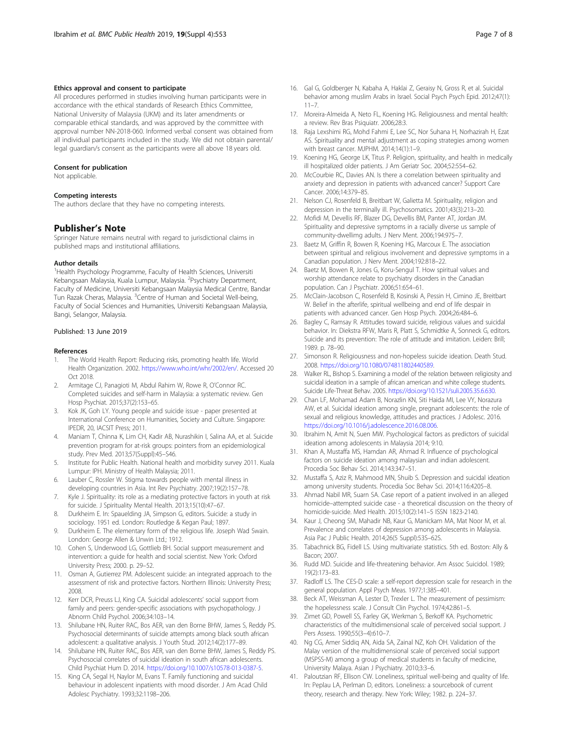### Ethics approval and consent to participate

All procedures performed in studies involving human participants were in accordance with the ethical standards of Research Ethics Committee, National University of Malaysia (UKM) and its later amendments or comparable ethical standards, and was approved by the committee with approval number NN-2018-060. Informed verbal consent was obtained from all individual participants included in the study. We did not obtain parental/legal guardian/s consent as the participants were all above 18 years old.

### Consent for publication

Not applicable.

### Competing interests

The authors declare that they have no competing interests.

## Publisher's Note

Springer Nature remains neutral with regard to jurisdictional claims in published maps and institutional affiliations.

### Author details

[1]Health Psychology Programme, Faculty of Health Sciences, Universiti Kebangsaan Malaysia, Kuala Lumpur, Malaysia. [2]Psychiatry Department, Faculty of Medicine, Universiti Kebangsaan Malaysia Medical Centre, Bandar Tun Razak Cheras, Malaysia. [3]Centre of Human and Societal Well-being, Faculty of Social Sciences and Humanities, Universiti Kebangsaan Malaysia, Bangi, Selangor, Malaysia.

Published: 13 June 2019

### References

1. The World Health Report: Reducing risks, promoting health life. World Health Organization. 2002. https://www.who.int/whr/2002/en/. Accessed 20 Oct 2018.
2. Armitage CJ, Panagioti M, Abdul Rahim W, Rowe R, O'Connor RC. Completed suicides and self-harm in Malaysia: a systematic review. Gen Hosp Psychiat. 2015;37(2):153–65.
3. Kok JK, Goh LY. Young people and suicide issue - paper presented at International Conference on Humanities, Society and Culture. Singapore: IPEDR, 20, IACSIT Press; 2011.
4. Maniam T, Chinna K, Lim CH, Kadir AB, Nurashikin I, Salina AA, et al. Suicide prevention program for at-risk groups: pointers from an epidemiological study. Prev Med. 2013;57(Suppl):45–S46.
5. Institute for Public Health. National health and morbidity survey 2011. Kuala Lumpur: IPH. Ministry of Health Malaysia; 2011.
6. Lauber C, Rossler W. Stigma towards people with mental illness in developing countries in Asia. Int Rev Psychiatry. 2007;19(2):157–78.
7. Kyle J. Spirituality: its role as a mediating protective factors in youth at risk for suicide. J Spirituality Mental Health. 2013;15(10):47–67.
8. Durkheim E. In: Spauelding JA, Simpson G, editors. Suicide: a study in sociology. 1951 ed. London: Routledge & Kegan Paul; 1897.
9. Durkheim E. The elementary form of the religious life. Joseph Wad Swain. London: George Allen & Unwin Ltd.; 1912.
10. Cohen S, Underwood LG, Gottlieb BH. Social support measurement and intervention: a guide for health and social scientist. New York: Oxford University Press; 2000. p. 29–52.
11. Osman A, Gutierrez PM. Adolescent suicide: an integrated approach to the assessment of risk and protective factors. Northern Illinois: University Press; 2008.
12. Kerr DCR, Preuss LJ, King CA. Suicidal adolescents' social support from family and peers: gender-specific associations with psychopathology. J Abnorm Child Psychol. 2006;34:103–14.
13. Shilubane HN, Ruiter RAC, Bos AER, van den Borne BHW, James S, Reddy PS. Psychosocial determinants of suicide attempts among black south african adolescent: a qualitative analysis. J Youth Stud. 2012;14(2):177–89.
14. Shilubane HN, Ruiter RAC, Bos AER, van den Borne BHW, James S, Reddy PS. Psychosocial correlates of suicidal ideation in south african adolescents. Child Psychiat Hum D. 2014. https://doi.org/10.1007/s10578-013-0387-5.
15. King CA, Segal H, Naylor M, Evans T. Family functioning and suicidal behaviour in adolescent inpatients with mood disorder. J Am Acad Child Adolesc Psychiatry. 1993;32:1198–206.
16. Gal G, Goldberger N, Kabaha A, Haklai Z, Geraisy N, Gross R, et al. Suicidal behavior among muslim Arabs in Israel. Social Psych Psych Epid. 2012;47(1):11–7.
17. Moreira-Almeida A, Neto FL, Koening HG. Religiousness and mental health: a review. Rev Bras Psiquiatr. 2006;28:3.
18. Raja Lexshimi RG, Mohd Fahmi E, Lee SC, Nor Suhana H, Norhazirah H, Ezat AS. Spirituality and mental adjustment as coping strategies among women with breast cancer. MJPHM. 2014;14(1):1–9.
19. Koening HG, George LK, Titus P. Religion, spirituality, and health in medically ill hospitalized older patients. J Am Geriatr Soc. 2004;52:554–62.
20. McCourbie RC, Davies AN. Is there a correlation between spirituality and anxiety and depression in patients with advanced cancer? Support Care Cancer. 2006;14:379–85.
21. Nelson CJ, Rosenfeld B, Breitbart W, Galietta M. Spirituality, religion and depression in the terminally ill. Psychosomatics. 2001;43(3):213–20.
22. Mofidi M, Devellis RF, Blazer DG, Devellis BM, Panter AT, Jordan JM. Spirituality and depressive symptoms in a racially diverse us sample of community-dwelling adults. J Nerv Ment. 2006;194:975–7.
23. Baetz M, Griffin R, Bowen R, Koening HG, Marcoux E. The association between spiritual and religious involvement and depressive symptoms in a Canadian population. J Nerv Ment. 2004;192:818–22.
24. Baetz M, Bowen R, Jones G, Koru-Sengul T. How spiritual values and worship attendance relate to psychiatry disorders in the Canadian population. Can J Psychiatr. 2006;51:654–61.
25. McClain-Jacobson C, Rosenfeld B, Kosinski A, Pessin H, Cimino JE, Breitbart W. Belief in the afterlife, spiritual wellbeing and end of life despair in patients with advanced cancer. Gen Hosp Psych. 2004;26:484–6.
26. Bagley C, Ramsay R. Attitudes toward suicide, religious values and suicidal behavior. In: Diekstra RFW, Maris R, Platt S, Schmidtke A, Sonneck G, editors. Suicide and its prevention: The role of attitude and imitation. Leiden: Brill; 1989. p. 78–90.
27. Simonson R. Religiousness and non-hopeless suicide ideation. Death Stud. 2008. https://doi.org/10.1080/074811802440589.
28. Walker RL, Bishop S. Examining a model of the relation between religiosity and suicidal ideation in a sample of african american and white college students. Suicide Life-Threat Behav. 2005. https://doi.org/10.1521/suli.2005.35.6.630.
29. Chan LF, Mohamad Adam B, Norazlin KN, Siti Haida MI, Lee VY, Norazura AW, et al. Suicidal ideation among single, pregnant adolescents: the role of sexual and religious knowledge, attitudes and practices. J Adolesc. 2016. https://doi.org/10.1016/j.adolescence.2016.08.006.
30. Ibrahim N, Amit N, Suen MW. Psychological factors as predictors of suicidal ideation among adolescents in Malaysia 2014; 9:10.
31. Khan A, Mustaffa MS, Hamdan AR, Ahmad R. Influence of psychological factors on suicide ideation among malaysian and indian adolescent. Procedia Soc Behav Sci. 2014;143:347–51.
32. Mustaffa S, Aziz R, Mahmood MN, Shuib S. Depression and suicidal ideation among university students. Procedia Soc Behav Sci. 2014;116:4205–8.
33. Ahmad Nabil MR, Suarn SA. Case report of a patient involved in an alleged homicide–attempted suicide case - a theoretical discussion on the theory of homicide-suicide. Med Health. 2015;10(2):141–5 ISSN 1823-2140.
34. Kaur J, Cheong SM, Mahadir NB, Kaur G, Manickam MA, Mat Noor M, et al. Prevalence and correlates of depression among adolescents in Malaysia. Asia Pac J Public Health. 2014;26(5 Suppl):53S–62S.
35. Tabachnick BG, Fidell LS. Using multivariate statistics. 5th ed. Boston: Ally & Bacon; 2007.
36. Rudd MD. Suicide and life-threatening behavior. Am Assoc Suicidol. 1989;19(2):173–83.
37. Radloff LS. The CES-D scale: a self-report depression scale for research in the general population. Appl Psych Meas. 1977;1:385–401.
38. Beck AT, Weissman A, Lester D, Trexler L. The measurement of pessimism: the hopelessness scale. J Consult Clin Psychol. 1974;42:861–5.
39. Zimet GD, Powell SS, Farley GK, Werkman S, Berkoff KA. Psychometric characteristics of the multidimensional scale of perceived social support. J Pers Assess. 1990;55(3–4):610–7.
40. Ng CG, Amer Siddiq AN, Aida SA, Zainal NZ, Koh OH. Validation of the Malay version of the multidimensional scale of perceived social support (MSPSS-M) among a group of medical students in faculty of medicine, University Malaya. Asian J Psychiatry. 2010;3:3–6.
41. Paloutzian RF, Ellison CW. Loneliness, spiritual well-being and quality of life. In: Peplau LA, Perlman D, editors. Loneliness: a sourcebook of current theory, research and therapy. New York: Wiley; 1982. p. 224–37.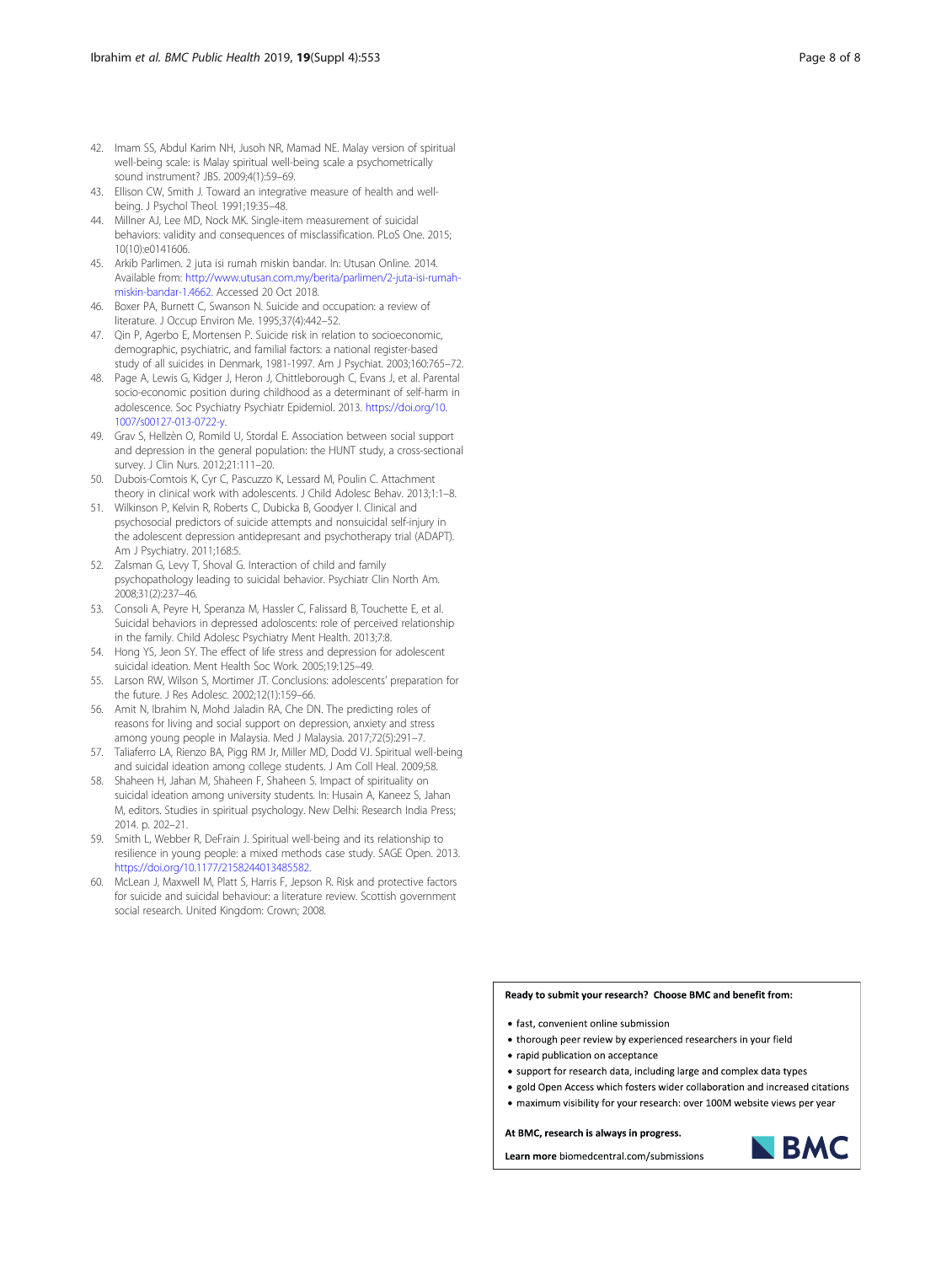42. Imam SS, Abdul Karim NH, Jusoh NR, Mamad NE. Malay version of spiritual well-being scale: is Malay spiritual well-being scale a psychometrically sound instrument? JBS. 2009;4(1):59–69.
43. Ellison CW, Smith J. Toward an integrative measure of health and well-being. J Psychol Theol. 1991;19:35–48.
44. Millner AJ, Lee MD, Nock MK. Single-item measurement of suicidal behaviors: validity and consequences of misclassification. PLoS One. 2015; 10(10):e0141606.
45. Arkib Parlimen. 2 juta isi rumah miskin bandar. In: Utusan Online. 2014. Available from: http://www.utusan.com.my/berita/parlimen/2-juta-isi-rumah-miskin-bandar-1.4662. Accessed 20 Oct 2018.
46. Boxer PA, Burnett C, Swanson N. Suicide and occupation: a review of literature. J Occup Environ Me. 1995;37(4):442–52.
47. Qin P, Agerbo E, Mortensen P. Suicide risk in relation to socioeconomic, demographic, psychiatric, and familial factors: a national register-based study of all suicides in Denmark, 1981-1997. Am J Psychiat. 2003;160:765–72.
48. Page A, Lewis G, Kidger J, Heron J, Chittleborough C, Evans J, et al. Parental socio-economic position during childhood as a determinant of self-harm in adolescence. Soc Psychiatry Psychiatr Epidemiol. 2013. https://doi.org/10.1007/s00127-013-0722-y.
49. Grav S, Hellzèn O, Romild U, Stordal E. Association between social support and depression in the general population: the HUNT study, a cross-sectional survey. J Clin Nurs. 2012;21:111–20.
50. Dubois-Comtois K, Cyr C, Pascuzzo K, Lessard M, Poulin C. Attachment theory in clinical work with adolescents. J Child Adolesc Behav. 2013;1:1–8.
51. Wilkinson P, Kelvin R, Roberts C, Dubicka B, Goodyer I. Clinical and psychosocial predictors of suicide attempts and nonsuicidal self-injury in the adolescent depression antidepressant and psychotherapy trial (ADAPT). Am J Psychiatry. 2011;168:5.
52. Zalsman G, Levy T, Shoval G. Interaction of child and family psychopathology leading to suicidal behavior. Psychiatr Clin North Am. 2008;31(2):237–46.
53. Consoli A, Peyre H, Speranza M, Hassler C, Falissard B, Touchette E, et al. Suicidal behaviors in depressed adoloscents: role of perceived relationship in the family. Child Adolesc Psychiatry Ment Health. 2013;7:8.
54. Hong YS, Jeon SY. The effect of life stress and depression for adolescent suicidal ideation. Ment Health Soc Work. 2005;19:125–49.
55. Larson RW, Wilson S, Mortimer JT. Conclusions: adolescents' preparation for the future. J Res Adolesc. 2002;12(1):159–66.
56. Amit N, Ibrahim N, Mohd Jaladin RA, Che DN. The predicting roles of reasons for living and social support on depression, anxiety and stress among young people in Malaysia. Med J Malaysia. 2017;72(5):291–7.
57. Taliaferro LA, Rienzo BA, Pigg RM Jr, Miller MD, Dodd VJ. Spiritual well-being and suicidal ideation among college students. J Am Coll Heal. 2009;58.
58. Shaheen H, Jahan M, Shaheen F, Shaheen S. Impact of spirituality on suicidal ideation among university students. In: Husain A, Kaneez S, Jahan M, editors. Studies in spiritual psychology. New Delhi: Research India Press; 2014. p. 202–21.
59. Smith L, Webber R, DeFrain J. Spiritual well-being and its relationship to resilience in young people: a mixed methods case study. SAGE Open. 2013. https://doi.org/10.1177/2158244013485582.
60. McLean J, Maxwell M, Platt S, Harris F, Jepson R. Risk and protective factors for suicide and suicidal behaviour: a literature review. Scottish government social research. United Kingdom: Crown; 2008.

**Ready to submit your research? Choose BMC and benefit from:**

- fast, convenient online submission
- thorough peer review by experienced researchers in your field
- rapid publication on acceptance
- support for research data, including large and complex data types
- gold Open Access which fosters wider collaboration and increased citations
- maximum visibility for your research: over 100M website views per year

**At BMC, research is always in progress.**

**Learn more** biomedcentral.com/submissions

BMC